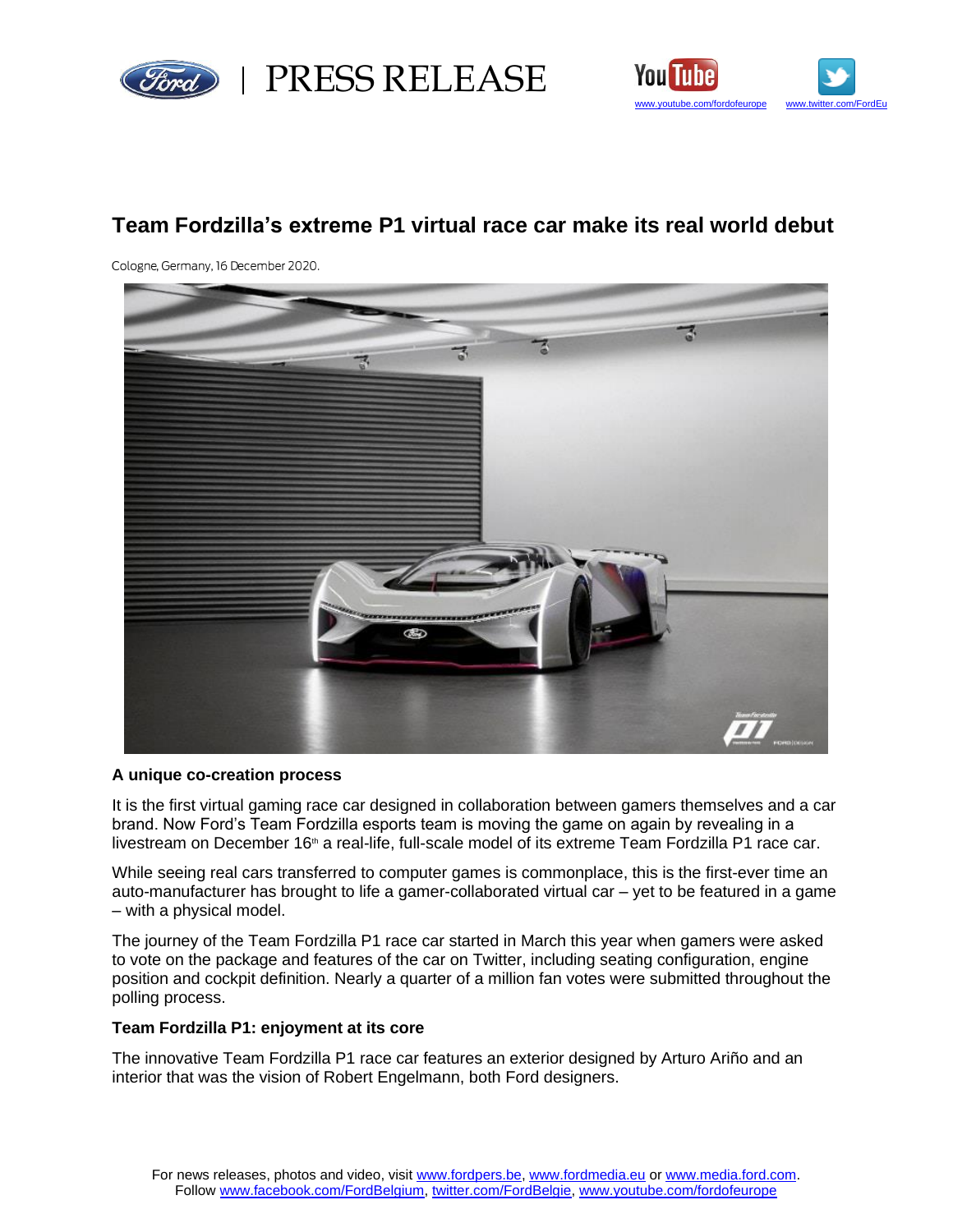# Team Fordzilla's extreme P1 virtual race car make its real world debut

Cologne, Germany, 16 December 2020.

**A unique co-creation process**

It is the first virtual gaming race car designed in collaboration between gamers themselves and a car brand. Now Ford's Team Fordzilla esports team is moving the game on again by revealing in a livestream on December 16th a real-life, full-scale model of its extreme Team Fordzilla P1 race car.

While seeing real cars transferred to computer games is commonplace, this is the first-ever time an auto-manufacturer has brought to life a gamer-collaborated virtual car – yet to be featured in a game – with a physical model.

The journey of the Team Fordzilla P1 race car started in March this year when gamers were asked to vote on the package and features of the car on Twitter, including seating configuration, engine position and cockpit definition. Nearly a quarter of a million fan votes were submitted throughout the polling process.

**Team Fordzilla P1: enjoyment at its core**

The innovative Team Fordzilla P1 race car features an exterior designed by Arturo Ariño and an interior that was the vision of Robert Engelmann, both Ford designers.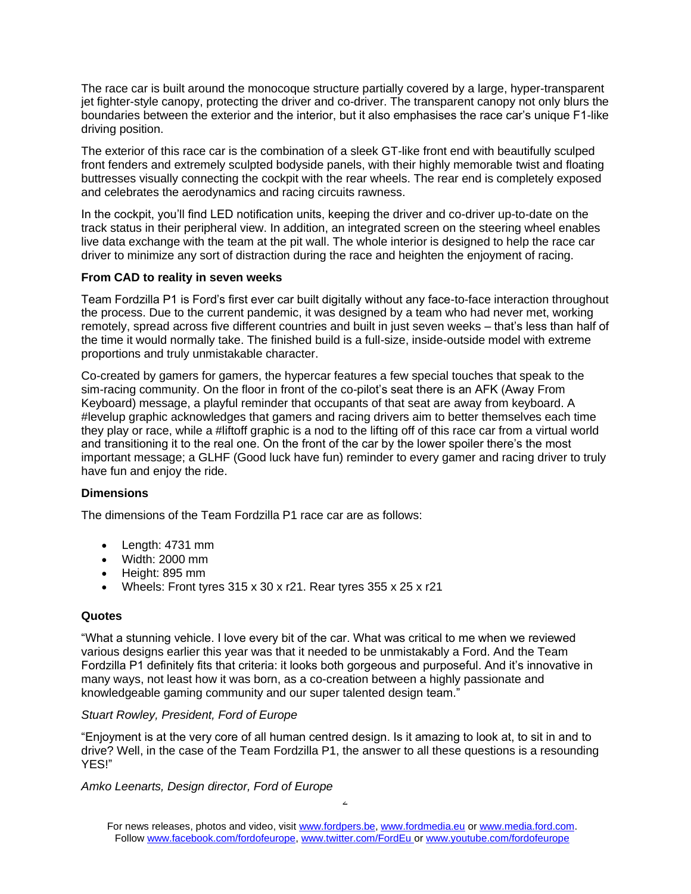The race car is built around the monocoque structure partially covered by a large, hyper-transparent jet fighter-style canopy, protecting the driver and co-driver. The transparent canopy not only blurs the boundaries between the exterior and the interior, but it also emphasises the race car's unique F1-like driving position.

The exterior of this race car is the combination of a sleek GT-like front end with beautifully sculped front fenders and extremely sculpted bodyside panels, with their highly memorable twist and floating buttresses visually connecting the cockpit with the rear wheels. The rear end is completely exposed and celebrates the aerodynamics and racing circuits rawness.

In the cockpit, you'll find LED notification units, keeping the driver and co-driver up-to-date on the track status in their peripheral view. In addition, an integrated screen on the steering wheel enables live data exchange with the team at the pit wall. The whole interior is designed to help the race car driver to minimize any sort of distraction during the race and heighten the enjoyment of racing.

**From CAD to reality in seven weeks**

Team Fordzilla P1 is Ford's first ever car built digitally without any face-to-face interaction throughout the process. Due to the current pandemic, it was designed by a team who had never met, working remotely, spread across five different countries and built in just seven weeks – that's less than half of the time it would normally take. The finished build is a full-size, inside-outside model with extreme proportions and truly unmistakable character.

Co-created by gamers for gamers, the hypercar features a few special touches that speak to the sim-racing community. On the floor in front of the co-pilot's seat there is an AFK (Away From Keyboard) message, a playful reminder that occupants of that seat are away from keyboard. A #levelup graphic acknowledges that gamers and racing drivers aim to better themselves each time they play or race, while a #liftoff graphic is a nod to the lifting off of this race car from a virtual world and transitioning it to the real one. On the front of the car by the lower spoiler there's the most important message; a GLHF (Good luck have fun) reminder to every gamer and racing driver to truly have fun and enjoy the ride.

**Dimensions**

The dimensions of the Team Fordzilla P1 race car are as follows:

- Length: 4731 mm
- Width: 2000 mm
- Height: 895 mm
- Wheels: Front tyres 315 x 30 x r21. Rear tyres 355 x 25 x r21

**Quotes**

"What a stunning vehicle. I love every bit of the car. What was critical to me when we reviewed various designs earlier this year was that it needed to be unmistakably a Ford. And the Team Fordzilla P1 definitely fits that criteria: it looks both gorgeous and purposeful. And it's innovative in many ways, not least how it was born, as a co-creation between a highly passionate and knowledgeable gaming community and our super talented design team."

*Stuart Rowley, President, Ford of Europe*

"Enjoyment is at the very core of all human centred design. Is it amazing to look at, to sit in and to drive? Well, in the case of the Team Fordzilla P1, the answer to all these questions is a resounding YES!"

*Amko Leenarts, Design director, Ford of Europe*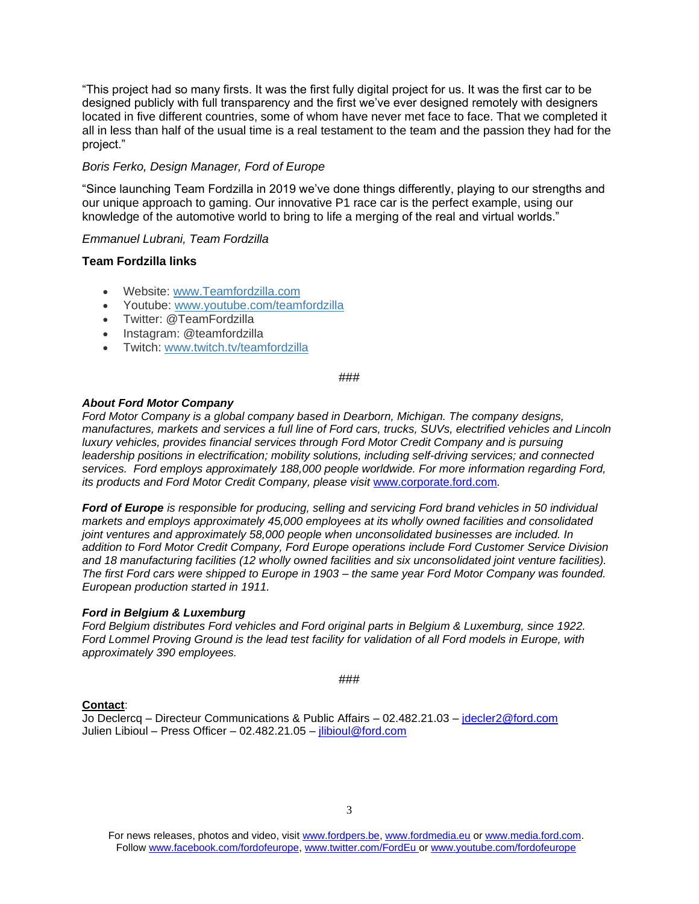"This project had so many firsts. It was the first fully digital project for us. It was the first car to be designed publicly with full transparency and the first we've ever designed remotely with designers located in five different countries, some of whom have never met face to face. That we completed it all in less than half of the usual time is a real testament to the team and the passion they had for the project."

*Boris Ferko, Design Manager, Ford of Europe*

"Since launching Team Fordzilla in 2019 we've done things differently, playing to our strengths and our unique approach to gaming. Our innovative P1 race car is the perfect example, using our knowledge of the automotive world to bring to life a merging of the real and virtual worlds."

*Emmanuel Lubrani, Team Fordzilla*

**Team Fordzilla links**

- Website: www.Teamfordzilla.com
- Youtube: www.youtube.com/teamfordzilla
- Twitter: @TeamFordzilla
- Instagram: @teamfordzilla
- Twitch: www.twitch.tv/teamfordzilla

###

***About Ford Motor Company***
*Ford Motor Company is a global company based in Dearborn, Michigan. The company designs, manufactures, markets and services a full line of Ford cars, trucks, SUVs, electrified vehicles and Lincoln luxury vehicles, provides financial services through Ford Motor Credit Company and is pursuing leadership positions in electrification; mobility solutions, including self-driving services; and connected services. Ford employs approximately 188,000 people worldwide. For more information regarding Ford, its products and Ford Motor Credit Company, please visit www.corporate.ford.com.*

***Ford of Europe*** *is responsible for producing, selling and servicing Ford brand vehicles in 50 individual markets and employs approximately 45,000 employees at its wholly owned facilities and consolidated joint ventures and approximately 58,000 people when unconsolidated businesses are included. In addition to Ford Motor Credit Company, Ford Europe operations include Ford Customer Service Division and 18 manufacturing facilities (12 wholly owned facilities and six unconsolidated joint venture facilities). The first Ford cars were shipped to Europe in 1903 – the same year Ford Motor Company was founded. European production started in 1911.*

***Ford in Belgium & Luxemburg***
*Ford Belgium distributes Ford vehicles and Ford original parts in Belgium & Luxemburg, since 1922. Ford Lommel Proving Ground is the lead test facility for validation of all Ford models in Europe, with approximately 390 employees.*

###

**Contact**:
Jo Declercq – Directeur Communications & Public Affairs – 02.482.21.03 – jdecler2@ford.com
Julien Libioul – Press Officer – 02.482.21.05 – jlibioul@ford.com

For news releases, photos and video, visit www.fordpers.be, www.fordmedia.eu or www.media.ford.com.
Follow www.facebook.com/fordofeurope, www.twitter.com/FordEu or www.youtube.com/fordofeurope